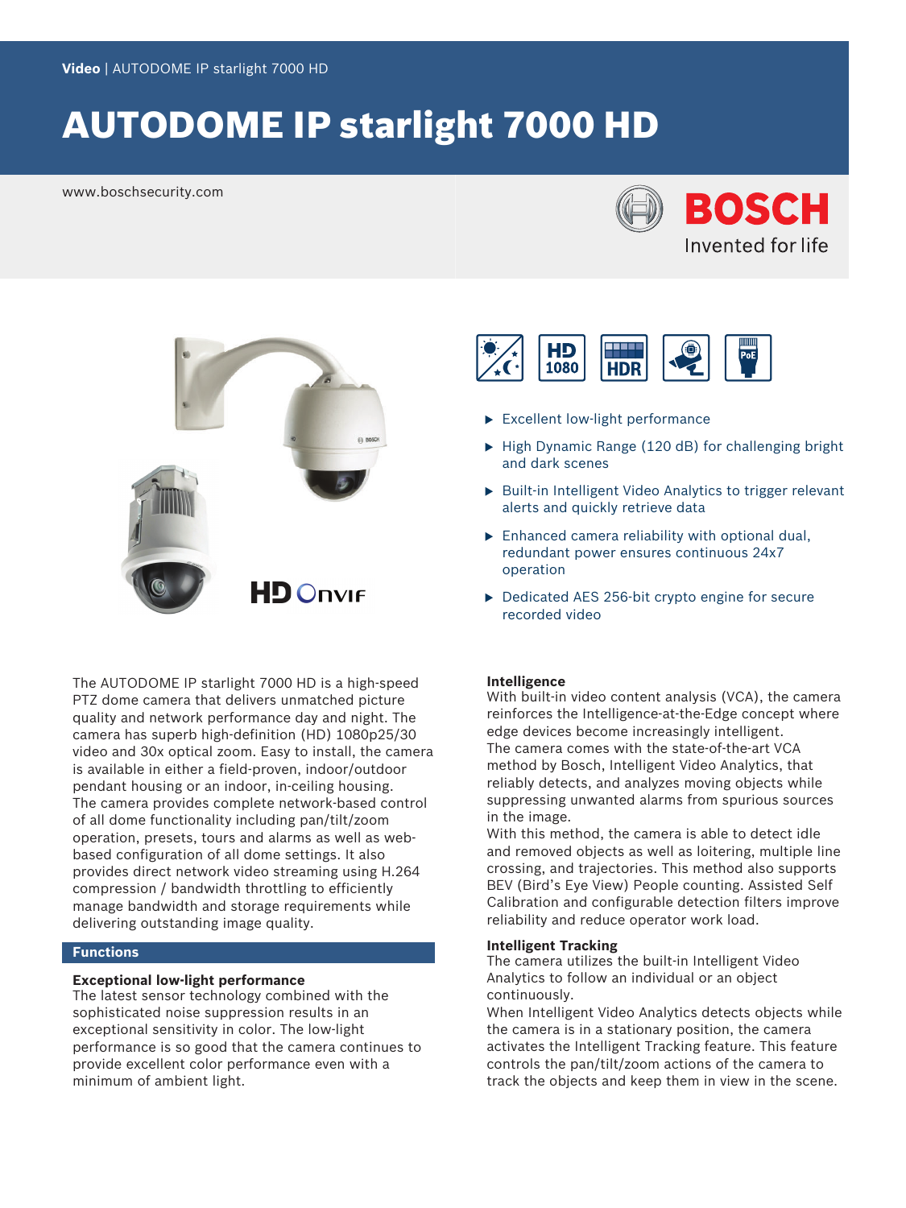Video | AUTODOME IP starlight 7000 HD

# AUTODOME IP starlight 7000 HD

www.boschsecurity.com

- Excellent low-light performance
- High Dynamic Range (120 dB) for challenging bright and dark scenes
- Built-in Intelligent Video Analytics to trigger relevant alerts and quickly retrieve data
- Enhanced camera reliability with optional dual, redundant power ensures continuous 24x7 operation
- Dedicated AES 256-bit crypto engine for secure recorded video

The AUTODOME IP starlight 7000 HD is a high-speed PTZ dome camera that delivers unmatched picture quality and network performance day and night. The camera has superb high-definition (HD) 1080p25/30 video and 30x optical zoom. Easy to install, the camera is available in either a field-proven, indoor/outdoor pendant housing or an indoor, in-ceiling housing. The camera provides complete network-based control of all dome functionality including pan/tilt/zoom operation, presets, tours and alarms as well as web-based configuration of all dome settings. It also provides direct network video streaming using H.264 compression / bandwidth throttling to efficiently manage bandwidth and storage requirements while delivering outstanding image quality.

## Functions

### Exceptional low-light performance

The latest sensor technology combined with the sophisticated noise suppression results in an exceptional sensitivity in color. The low-light performance is so good that the camera continues to provide excellent color performance even with a minimum of ambient light.

### Intelligence

With built-in video content analysis (VCA), the camera reinforces the Intelligence-at-the-Edge concept where edge devices become increasingly intelligent.
The camera comes with the state-of-the-art VCA method by Bosch, Intelligent Video Analytics, that reliably detects, and analyzes moving objects while suppressing unwanted alarms from spurious sources in the image.
With this method, the camera is able to detect idle and removed objects as well as loitering, multiple line crossing, and trajectories. This method also supports BEV (Bird's Eye View) People counting. Assisted Self Calibration and configurable detection filters improve reliability and reduce operator work load.

### Intelligent Tracking

The camera utilizes the built-in Intelligent Video Analytics to follow an individual or an object continuously.
When Intelligent Video Analytics detects objects while the camera is in a stationary position, the camera activates the Intelligent Tracking feature. This feature controls the pan/tilt/zoom actions of the camera to track the objects and keep them in view in the scene.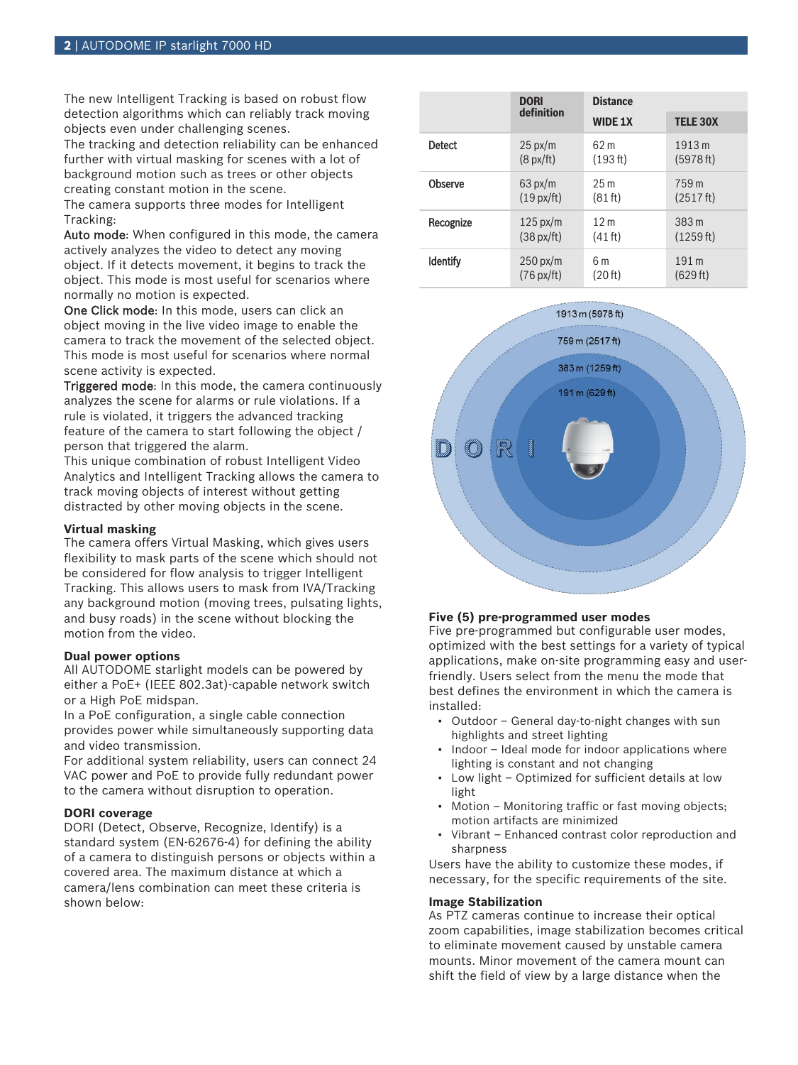The new Intelligent Tracking is based on robust flow detection algorithms which can reliably track moving objects even under challenging scenes.
The tracking and detection reliability can be enhanced further with virtual masking for scenes with a lot of background motion such as trees or other objects creating constant motion in the scene.
The camera supports three modes for Intelligent Tracking:
Auto mode: When configured in this mode, the camera actively analyzes the video to detect any moving object. If it detects movement, it begins to track the object. This mode is most useful for scenarios where normally no motion is expected.
One Click mode: In this mode, users can click an object moving in the live video image to enable the camera to track the movement of the selected object. This mode is most useful for scenarios where normal scene activity is expected.
Triggered mode: In this mode, the camera continuously analyzes the scene for alarms or rule violations. If a rule is violated, it triggers the advanced tracking feature of the camera to start following the object / person that triggered the alarm.
This unique combination of robust Intelligent Video Analytics and Intelligent Tracking allows the camera to track moving objects of interest without getting distracted by other moving objects in the scene.

### Virtual masking

The camera offers Virtual Masking, which gives users flexibility to mask parts of the scene which should not be considered for flow analysis to trigger Intelligent Tracking. This allows users to mask from IVA/Tracking any background motion (moving trees, pulsating lights, and busy roads) in the scene without blocking the motion from the video.

### Dual power options

All AUTODOME starlight models can be powered by either a PoE+ (IEEE 802.3at)-capable network switch or a High PoE midspan.
In a PoE configuration, a single cable connection provides power while simultaneously supporting data and video transmission.
For additional system reliability, users can connect 24 VAC power and PoE to provide fully redundant power to the camera without disruption to operation.

### DORI coverage

DORI (Detect, Observe, Recognize, Identify) is a standard system (EN-62676-4) for defining the ability of a camera to distinguish persons or objects within a covered area. The maximum distance at which a camera/lens combination can meet these criteria is shown below:

| | DORI definition | Distance | |
|---|---|---|---|
| | | WIDE 1X | TELE 30X |
| Detect | 25 px/m (8 px/ft) | 62 m (193 ft) | 1913 m (5978 ft) |
| Observe | 63 px/m (19 px/ft) | 25 m (81 ft) | 759 m (2517 ft) |
| Recognize | 125 px/m (38 px/ft) | 12 m (41 ft) | 383 m (1259 ft) |
| Identify | 250 px/m (76 px/ft) | 6 m (20 ft) | 191 m (629 ft) |

### Five (5) pre-programmed user modes

Five pre-programmed but configurable user modes, optimized with the best settings for a variety of typical applications, make on-site programming easy and user-friendly. Users select from the menu the mode that best defines the environment in which the camera is installed:

- Outdoor – General day-to-night changes with sun highlights and street lighting
- Indoor – Ideal mode for indoor applications where lighting is constant and not changing
- Low light – Optimized for sufficient details at low light
- Motion – Monitoring traffic or fast moving objects; motion artifacts are minimized
- Vibrant – Enhanced contrast color reproduction and sharpness

Users have the ability to customize these modes, if necessary, for the specific requirements of the site.

### Image Stabilization

As PTZ cameras continue to increase their optical zoom capabilities, image stabilization becomes critical to eliminate movement caused by unstable camera mounts. Minor movement of the camera mount can shift the field of view by a large distance when the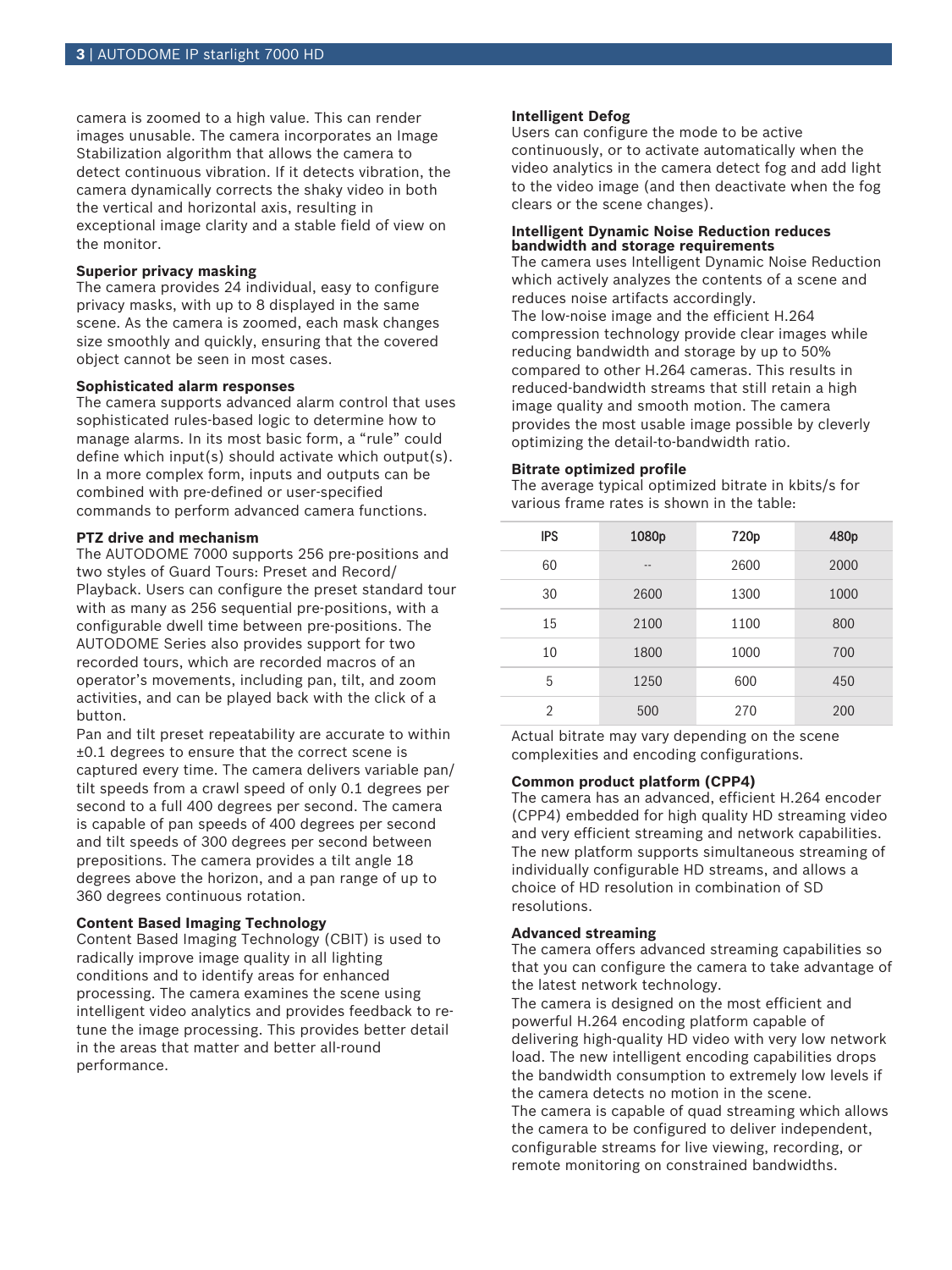camera is zoomed to a high value. This can render images unusable. The camera incorporates an Image Stabilization algorithm that allows the camera to detect continuous vibration. If it detects vibration, the camera dynamically corrects the shaky video in both the vertical and horizontal axis, resulting in exceptional image clarity and a stable field of view on the monitor.

**Superior privacy masking**

The camera provides 24 individual, easy to configure privacy masks, with up to 8 displayed in the same scene. As the camera is zoomed, each mask changes size smoothly and quickly, ensuring that the covered object cannot be seen in most cases.

**Sophisticated alarm responses**

The camera supports advanced alarm control that uses sophisticated rules-based logic to determine how to manage alarms. In its most basic form, a "rule" could define which input(s) should activate which output(s). In a more complex form, inputs and outputs can be combined with pre-defined or user-specified commands to perform advanced camera functions.

**PTZ drive and mechanism**

The AUTODOME 7000 supports 256 pre-positions and two styles of Guard Tours: Preset and Record/Playback. Users can configure the preset standard tour with as many as 256 sequential pre-positions, with a configurable dwell time between pre-positions. The AUTODOME Series also provides support for two recorded tours, which are recorded macros of an operator's movements, including pan, tilt, and zoom activities, and can be played back with the click of a button.

Pan and tilt preset repeatability are accurate to within ±0.1 degrees to ensure that the correct scene is captured every time. The camera delivers variable pan/tilt speeds from a crawl speed of only 0.1 degrees per second to a full 400 degrees per second. The camera is capable of pan speeds of 400 degrees per second and tilt speeds of 300 degrees per second between prepositions. The camera provides a tilt angle 18 degrees above the horizon, and a pan range of up to 360 degrees continuous rotation.

**Content Based Imaging Technology**

Content Based Imaging Technology (CBIT) is used to radically improve image quality in all lighting conditions and to identify areas for enhanced processing. The camera examines the scene using intelligent video analytics and provides feedback to re-tune the image processing. This provides better detail in the areas that matter and better all-round performance.

**Intelligent Defog**

Users can configure the mode to be active continuously, or to activate automatically when the video analytics in the camera detect fog and add light to the video image (and then deactivate when the fog clears or the scene changes).

**Intelligent Dynamic Noise Reduction reduces bandwidth and storage requirements**

The camera uses Intelligent Dynamic Noise Reduction which actively analyzes the contents of a scene and reduces noise artifacts accordingly.

The low-noise image and the efficient H.264 compression technology provide clear images while reducing bandwidth and storage by up to 50% compared to other H.264 cameras. This results in reduced-bandwidth streams that still retain a high image quality and smooth motion. The camera provides the most usable image possible by cleverly optimizing the detail-to-bandwidth ratio.

**Bitrate optimized profile**

The average typical optimized bitrate in kbits/s for various frame rates is shown in the table:

| IPS | 1080p | 720p | 480p |
| --- | --- | --- | --- |
| 60 | -- | 2600 | 2000 |
| 30 | 2600 | 1300 | 1000 |
| 15 | 2100 | 1100 | 800 |
| 10 | 1800 | 1000 | 700 |
| 5 | 1250 | 600 | 450 |
| 2 | 500 | 270 | 200 |

Actual bitrate may vary depending on the scene complexities and encoding configurations.

**Common product platform (CPP4)**

The camera has an advanced, efficient H.264 encoder (CPP4) embedded for high quality HD streaming video and very efficient streaming and network capabilities. The new platform supports simultaneous streaming of individually configurable HD streams, and allows a choice of HD resolution in combination of SD resolutions.

**Advanced streaming**

The camera offers advanced streaming capabilities so that you can configure the camera to take advantage of the latest network technology.

The camera is designed on the most efficient and powerful H.264 encoding platform capable of delivering high-quality HD video with very low network load. The new intelligent encoding capabilities drops the bandwidth consumption to extremely low levels if the camera detects no motion in the scene.

The camera is capable of quad streaming which allows the camera to be configured to deliver independent, configurable streams for live viewing, recording, or remote monitoring on constrained bandwidths.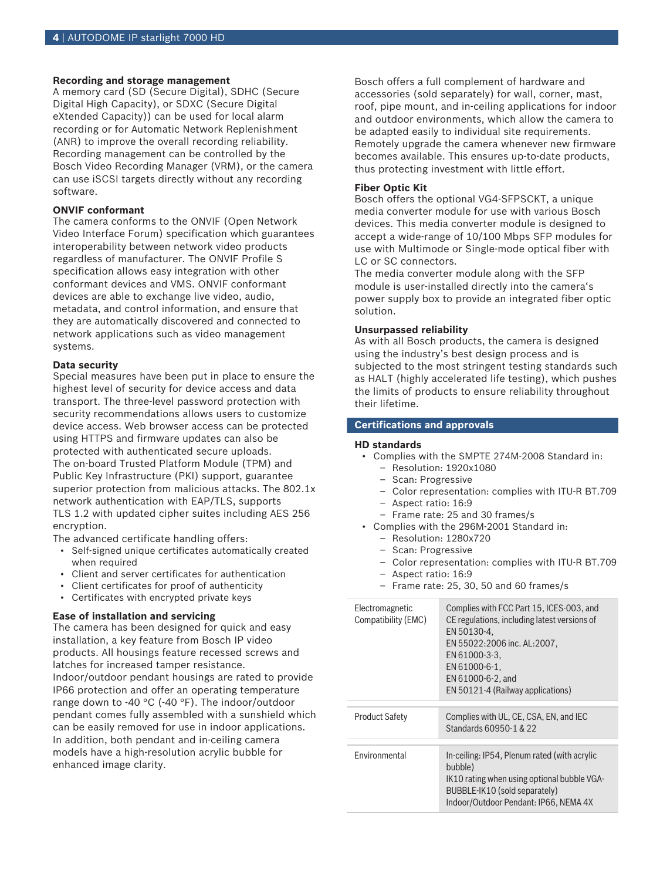### Recording and storage management

A memory card (SD (Secure Digital), SDHC (Secure Digital High Capacity), or SDXC (Secure Digital eXtended Capacity)) can be used for local alarm recording or for Automatic Network Replenishment (ANR) to improve the overall recording reliability. Recording management can be controlled by the Bosch Video Recording Manager (VRM), or the camera can use iSCSI targets directly without any recording software.

### ONVIF conformant

The camera conforms to the ONVIF (Open Network Video Interface Forum) specification which guarantees interoperability between network video products regardless of manufacturer. The ONVIF Profile S specification allows easy integration with other conformant devices and VMS. ONVIF conformant devices are able to exchange live video, audio, metadata, and control information, and ensure that they are automatically discovered and connected to network applications such as video management systems.

### Data security

Special measures have been put in place to ensure the highest level of security for device access and data transport. The three-level password protection with security recommendations allows users to customize device access. Web browser access can be protected using HTTPS and firmware updates can also be protected with authenticated secure uploads.
The on-board Trusted Platform Module (TPM) and Public Key Infrastructure (PKI) support, guarantee superior protection from malicious attacks. The 802.1x network authentication with EAP/TLS, supports TLS 1.2 with updated cipher suites including AES 256 encryption.
The advanced certificate handling offers:

- Self-signed unique certificates automatically created when required
- Client and server certificates for authentication
- Client certificates for proof of authenticity
- Certificates with encrypted private keys

### Ease of installation and servicing

The camera has been designed for quick and easy installation, a key feature from Bosch IP video products. All housings feature recessed screws and latches for increased tamper resistance.
Indoor/outdoor pendant housings are rated to provide IP66 protection and offer an operating temperature range down to -40 °C (-40 °F). The indoor/outdoor pendant comes fully assembled with a sunshield which can be easily removed for use in indoor applications. In addition, both pendant and in-ceiling camera models have a high-resolution acrylic bubble for enhanced image clarity.

Bosch offers a full complement of hardware and accessories (sold separately) for wall, corner, mast, roof, pipe mount, and in-ceiling applications for indoor and outdoor environments, which allow the camera to be adapted easily to individual site requirements.
Remotely upgrade the camera whenever new firmware becomes available. This ensures up-to-date products, thus protecting investment with little effort.

### Fiber Optic Kit

Bosch offers the optional VG4-SFPSCKT, a unique media converter module for use with various Bosch devices. This media converter module is designed to accept a wide-range of 10/100 Mbps SFP modules for use with Multimode or Single-mode optical fiber with LC or SC connectors.
The media converter module along with the SFP module is user-installed directly into the camera's power supply box to provide an integrated fiber optic solution.

### Unsurpassed reliability

As with all Bosch products, the camera is designed using the industry's best design process and is subjected to the most stringent testing standards such as HALT (highly accelerated life testing), which pushes the limits of products to ensure reliability throughout their lifetime.

## Certifications and approvals

### HD standards

- Complies with the SMPTE 274M-2008 Standard in:
  - Resolution: 1920x1080
  - Scan: Progressive
  - Color representation: complies with ITU-R BT.709
  - Aspect ratio: 16:9
  - Frame rate: 25 and 30 frames/s
- Complies with the 296M-2001 Standard in:
  - Resolution: 1280x720
  - Scan: Progressive
  - Color representation: complies with ITU-R BT.709
  - Aspect ratio: 16:9
  - Frame rate: 25, 30, 50 and 60 frames/s

| | |
|---|---|
| Electromagnetic Compatibility (EMC) | Complies with FCC Part 15, ICES-003, and CE regulations, including latest versions of EN 50130-4, EN 55022:2006 inc. AL:2007, EN 61000-3-3, EN 61000-6-1, EN 61000-6-2, and EN 50121-4 (Railway applications) |
| Product Safety | Complies with UL, CE, CSA, EN, and IEC Standards 60950-1 & 22 |
| Environmental | In-ceiling: IP54, Plenum rated (with acrylic bubble)<br>IK10 rating when using optional bubble VGA-BUBBLE-IK10 (sold separately)<br>Indoor/Outdoor Pendant: IP66, NEMA 4X |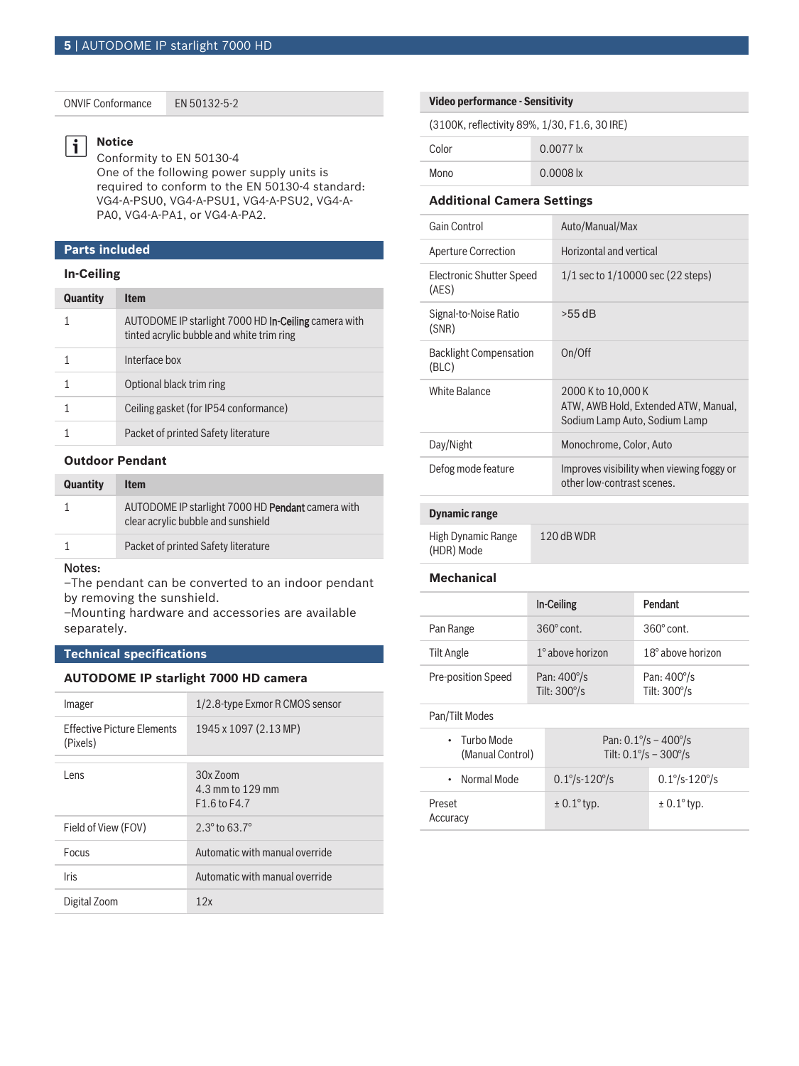| ONVIF Conformance | EN 50132-5-2 |
|---|---|

**Notice**
Conformity to EN 50130-4
One of the following power supply units is required to conform to the EN 50130-4 standard: VG4-A-PSU0, VG4-A-PSU1, VG4-A-PSU2, VG4-A-PA0, VG4-A-PA1, or VG4-A-PA2.

## Parts included

### In-Ceiling

| Quantity | Item |
|---|---|
| 1 | AUTODOME IP starlight 7000 HD **In-Ceiling** camera with tinted acrylic bubble and white trim ring |
| 1 | Interface box |
| 1 | Optional black trim ring |
| 1 | Ceiling gasket (for IP54 conformance) |
| 1 | Packet of printed Safety literature |

### Outdoor Pendant

| Quantity | Item |
|---|---|
| 1 | AUTODOME IP starlight 7000 HD **Pendant** camera with clear acrylic bubble and sunshield |
| 1 | Packet of printed Safety literature |

Notes:
–The pendant can be converted to an indoor pendant by removing the sunshield.
–Mounting hardware and accessories are available separately.

## Technical specifications

### AUTODOME IP starlight 7000 HD camera

| | |
|---|---|
| Imager | 1/2.8-type Exmor R CMOS sensor |
| Effective Picture Elements (Pixels) | 1945 x 1097 (2.13 MP) |

| | |
|---|---|
| Lens | 30x Zoom<br>4.3 mm to 129 mm<br>F1.6 to F4.7 |
| Field of View (FOV) | 2.3° to 63.7° |
| Focus | Automatic with manual override |
| Iris | Automatic with manual override |
| Digital Zoom | 12x |

| Video performance - Sensitivity | |
|---|---|
| (3100K, reflectivity 89%, 1/30, F1.6, 30 IRE) | |
| Color | 0.0077 lx |
| Mono | 0.0008 lx |

### Additional Camera Settings

| | |
|---|---|
| Gain Control | Auto/Manual/Max |
| Aperture Correction | Horizontal and vertical |
| Electronic Shutter Speed (AES) | 1/1 sec to 1/10000 sec (22 steps) |
| Signal-to-Noise Ratio (SNR) | >55 dB |
| Backlight Compensation (BLC) | On/Off |
| White Balance | 2000 K to 10,000 K<br>ATW, AWB Hold, Extended ATW, Manual, Sodium Lamp Auto, Sodium Lamp |
| Day/Night | Monochrome, Color, Auto |
| Defog mode feature | Improves visibility when viewing foggy or other low-contrast scenes. |

| Dynamic range | |
|---|---|
| High Dynamic Range (HDR) Mode | 120 dB WDR |

### Mechanical

| | In-Ceiling | Pendant |
|---|---|---|
| Pan Range | 360° cont. | 360° cont. |
| Tilt Angle | 1° above horizon | 18° above horizon |
| Pre-position Speed | Pan: 400°/s<br>Tilt: 300°/s | Pan: 400°/s<br>Tilt: 300°/s |
| Pan/Tilt Modes | | |
| • Turbo Mode (Manual Control) | Pan: 0.1°/s – 400°/s<br>Tilt: 0.1°/s – 300°/s | |
| • Normal Mode | 0.1°/s-120°/s | 0.1°/s-120°/s |
| Preset Accuracy | ± 0.1° typ. | ± 0.1° typ. |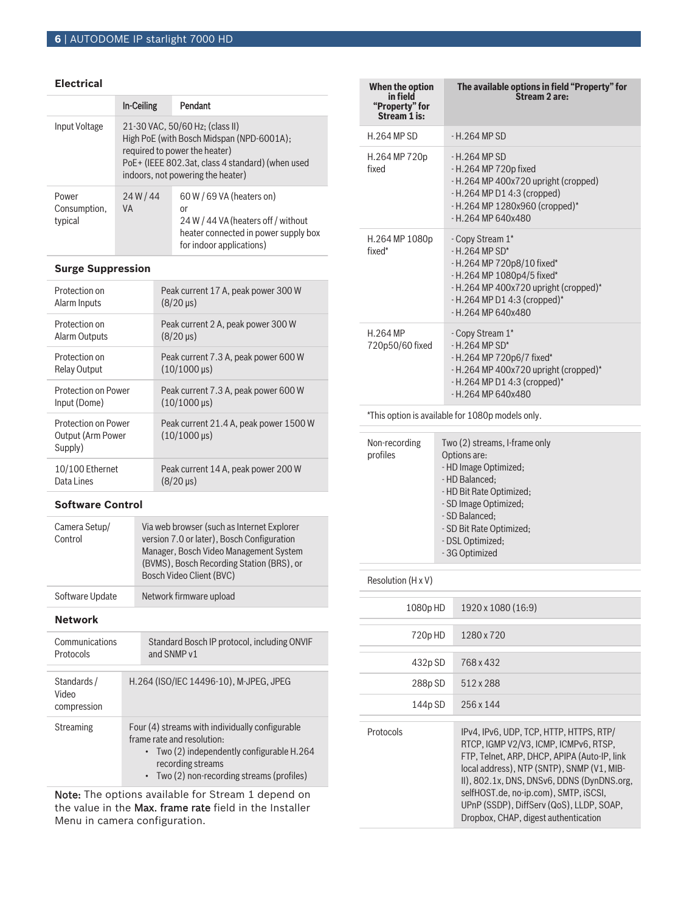### Electrical

| | In-Ceiling | Pendant |
|---|---|---|
| Input Voltage | 21-30 VAC, 50/60 Hz; (class II)<br>High PoE (with Bosch Midspan (NPD-6001A); required to power the heater)<br>PoE+ (IEEE 802.3at, class 4 standard) (when used indoors, not powering the heater) | |
| Power Consumption, typical | 24 W / 44 VA | 60 W / 69 VA (heaters on)<br>or<br>24 W / 44 VA (heaters off / without heater connected in power supply box for indoor applications) |

### Surge Suppression

| | |
|---|---|
| Protection on Alarm Inputs | Peak current 17 A, peak power 300 W (8/20 µs) |
| Protection on Alarm Outputs | Peak current 2 A, peak power 300 W (8/20 µs) |
| Protection on Relay Output | Peak current 7.3 A, peak power 600 W (10/1000 µs) |
| Protection on Power Input (Dome) | Peak current 7.3 A, peak power 600 W (10/1000 µs) |
| Protection on Power Output (Arm Power Supply) | Peak current 21.4 A, peak power 1500 W (10/1000 µs) |
| 10/100 Ethernet Data Lines | Peak current 14 A, peak power 200 W (8/20 µs) |

### Software Control

| | |
|---|---|
| Camera Setup/ Control | Via web browser (such as Internet Explorer version 7.0 or later), Bosch Configuration Manager, Bosch Video Management System (BVMS), Bosch Recording Station (BRS), or Bosch Video Client (BVC) |
| Software Update | Network firmware upload |

### Network

| | |
|---|---|
| Communications Protocols | Standard Bosch IP protocol, including ONVIF and SNMP v1 |
| Standards / Video compression | H.264 (ISO/IEC 14496-10), M-JPEG, JPEG |
| Streaming | Four (4) streams with individually configurable frame rate and resolution:<br>• Two (2) independently configurable H.264 recording streams<br>• Two (2) non-recording streams (profiles) |

**Note:** The options available for Stream 1 depend on the value in the **Max. frame rate** field in the Installer Menu in camera configuration.

| When the option in field "Property" for Stream 1 is: | The available options in field "Property" for Stream 2 are: |
|---|---|
| H.264 MP SD | - H.264 MP SD |
| H.264 MP 720p fixed | - H.264 MP SD<br>- H.264 MP 720p fixed<br>- H.264 MP 400x720 upright (cropped)<br>- H.264 MP D1 4:3 (cropped)<br>- H.264 MP 1280x960 (cropped)*<br>- H.264 MP 640x480 |
| H.264 MP 1080p fixed* | - Copy Stream 1*<br>- H.264 MP SD*<br>- H.264 MP 720p8/10 fixed*<br>- H.264 MP 1080p4/5 fixed*<br>- H.264 MP 400x720 upright (cropped)*<br>- H.264 MP D1 4:3 (cropped)*<br>- H.264 MP 640x480 |
| H.264 MP 720p50/60 fixed | - Copy Stream 1*<br>- H.264 MP SD*<br>- H.264 MP 720p6/7 fixed*<br>- H.264 MP 400x720 upright (cropped)*<br>- H.264 MP D1 4:3 (cropped)*<br>- H.264 MP 640x480 |

*This option is available for 1080p models only.

| | |
|---|---|
| Non-recording profiles | Two (2) streams, I-frame only<br>Options are:<br>- HD Image Optimized;<br>- HD Balanced;<br>- HD Bit Rate Optimized;<br>- SD Image Optimized;<br>- SD Balanced;<br>- SD Bit Rate Optimized;<br>- DSL Optimized;<br>- 3G Optimized |

Resolution (H x V)

| | |
|---|---|
| 1080p HD | 1920 x 1080 (16:9) |
| 720p HD | 1280 x 720 |
| 432p SD | 768 x 432 |
| 288p SD | 512 x 288 |
| 144p SD | 256 x 144 |

| | |
|---|---|
| Protocols | IPv4, IPv6, UDP, TCP, HTTP, HTTPS, RTP/RTCP, IGMP V2/V3, ICMP, ICMPv6, RTSP, FTP, Telnet, ARP, DHCP, APIPA (Auto-IP, link local address), NTP (SNTP), SNMP (V1, MIB-II), 802.1x, DNS, DNSv6, DDNS (DynDNS.org, selfHOST.de, no-ip.com), SMTP, iSCSI, UPnP (SSDP), DiffServ (QoS), LLDP, SOAP, Dropbox, CHAP, digest authentication |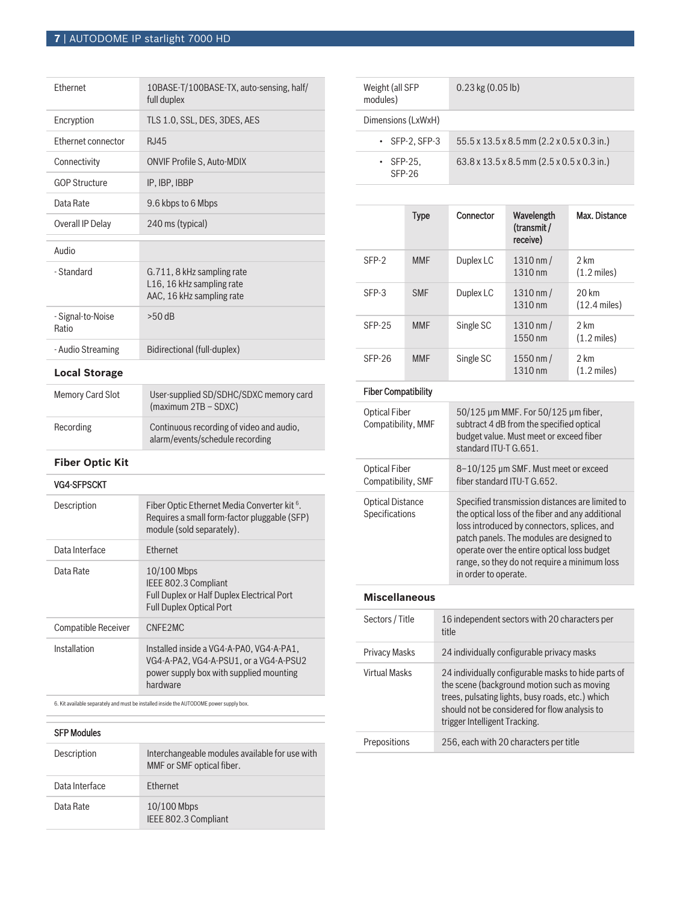| | |
|---|---|
| Ethernet | 10BASE-T/100BASE-TX, auto-sensing, half/ full duplex |
| Encryption | TLS 1.0, SSL, DES, 3DES, AES |
| Ethernet connector | RJ45 |
| Connectivity | ONVIF Profile S, Auto-MDIX |
| GOP Structure | IP, IBP, IBBP |
| Data Rate | 9.6 kbps to 6 Mbps |
| Overall IP Delay | 240 ms (typical) |

| | |
|---|---|
| Audio | |
| - Standard | G.711, 8 kHz sampling rate<br>L16, 16 kHz sampling rate<br>AAC, 16 kHz sampling rate |
| - Signal-to-Noise Ratio | >50 dB |
| - Audio Streaming | Bidirectional (full-duplex) |

### Local Storage

| | |
|---|---|
| Memory Card Slot | User-supplied SD/SDHC/SDXC memory card (maximum 2TB – SDXC) |
| Recording | Continuous recording of video and audio, alarm/events/schedule recording |

### Fiber Optic Kit

**VG4-SFPSCKT**

| | |
|---|---|
| Description | Fiber Optic Ethernet Media Converter kit [6]. Requires a small form-factor pluggable (SFP) module (sold separately). |
| Data Interface | Ethernet |
| Data Rate | 10/100 Mbps<br>IEEE 802.3 Compliant<br>Full Duplex or Half Duplex Electrical Port<br>Full Duplex Optical Port |
| Compatible Receiver | CNFE2MC |
| Installation | Installed inside a VG4-A-PA0, VG4-A-PA1, VG4-A-PA2, VG4-A-PSU1, or a VG4-A-PSU2 power supply box with supplied mounting hardware |

6. Kit available separately and must be installed inside the AUTODOME power supply box.

**SFP Modules**

| | |
|---|---|
| Description | Interchangeable modules available for use with MMF or SMF optical fiber. |
| Data Interface | Ethernet |
| Data Rate | 10/100 Mbps<br>IEEE 802.3 Compliant |
| Weight (all SFP modules) | 0.23 kg (0.05 lb) |
| Dimensions (LxWxH) | |
| • SFP-2, SFP-3 | 55.5 x 13.5 x 8.5 mm (2.2 x 0.5 x 0.3 in.) |
| • SFP-25, SFP-26 | 63.8 x 13.5 x 8.5 mm (2.5 x 0.5 x 0.3 in.) |

| | Type | Connector | Wavelength (transmit / receive) | Max. Distance |
|---|---|---|---|---|
| SFP-2 | MMF | Duplex LC | 1310 nm / 1310 nm | 2 km (1.2 miles) |
| SFP-3 | SMF | Duplex LC | 1310 nm / 1310 nm | 20 km (12.4 miles) |
| SFP-25 | MMF | Single SC | 1310 nm / 1550 nm | 2 km (1.2 miles) |
| SFP-26 | MMF | Single SC | 1550 nm / 1310 nm | 2 km (1.2 miles) |

**Fiber Compatibility**

| | |
|---|---|
| Optical Fiber Compatibility, MMF | 50/125 µm MMF. For 50/125 µm fiber, subtract 4 dB from the specified optical budget value. Must meet or exceed fiber standard ITU-T G.651. |
| Optical Fiber Compatibility, SMF | 8–10/125 µm SMF. Must meet or exceed fiber standard ITU-T G.652. |
| Optical Distance Specifications | Specified transmission distances are limited to the optical loss of the fiber and any additional loss introduced by connectors, splices, and patch panels. The modules are designed to operate over the entire optical loss budget range, so they do not require a minimum loss in order to operate. |

### Miscellaneous

| | |
|---|---|
| Sectors / Title | 16 independent sectors with 20 characters per title |
| Privacy Masks | 24 individually configurable privacy masks |
| Virtual Masks | 24 individually configurable masks to hide parts of the scene (background motion such as moving trees, pulsating lights, busy roads, etc.) which should not be considered for flow analysis to trigger Intelligent Tracking. |
| Prepositions | 256, each with 20 characters per title |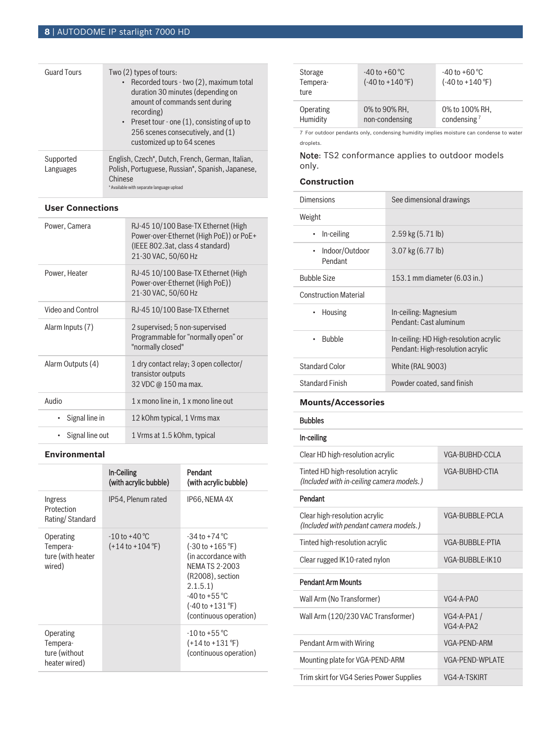| | |
|---|---|
| Guard Tours | Two (2) types of tours:<br>• Recorded tours - two (2), maximum total duration 30 minutes (depending on amount of commands sent during recording)<br>• Preset tour - one (1), consisting of up to 256 scenes consecutively, and (1) customized up to 64 scenes |
| Supported Languages | English, Czech*, Dutch, French, German, Italian, Polish, Portuguese, Russian*, Spanish, Japanese, Chinese<br>* Available with separate language upload |

### User Connections

| | |
|---|---|
| Power, Camera | RJ-45 10/100 Base-TX Ethernet (High Power-over-Ethernet (High PoE)) or PoE+ (IEEE 802.3at, class 4 standard)<br>21-30 VAC, 50/60 Hz |
| Power, Heater | RJ-45 10/100 Base-TX Ethernet (High Power-over-Ethernet (High PoE))<br>21-30 VAC, 50/60 Hz |
| Video and Control | RJ-45 10/100 Base-TX Ethernet |
| Alarm Inputs (7) | 2 supervised; 5 non-supervised<br>Programmable for "normally open" or "normally closed" |
| Alarm Outputs (4) | 1 dry contact relay; 3 open collector/ transistor outputs<br>32 VDC @ 150 ma max. |
| Audio | 1 x mono line in, 1 x mono line out |
| • Signal line in | 12 kOhm typical, 1 Vrms max |
| • Signal line out | 1 Vrms at 1.5 kOhm, typical |

### Environmental

| | In-Ceiling (with acrylic bubble) | Pendant (with acrylic bubble) |
|---|---|---|
| Ingress Protection Rating/ Standard | IP54, Plenum rated | IP66, NEMA 4X |
| Operating Temperature (with heater wired) | -10 to +40 °C (+14 to +104 °F) | -34 to +74 °C (-30 to +165 °F) (in accordance with NEMA TS 2-2003 (R2008), section 2.1.5.1)<br>-40 to +55 °C (-40 to +131 °F) (continuous operation) |
| Operating Temperature (without heater wired) | | -10 to +55 °C (+14 to +131 °F) (continuous operation) |
| Storage Temperature | -40 to +60 °C (-40 to +140 °F) | -40 to +60 °C (-40 to +140 °F) |
| Operating Humidity | 0% to 90% RH, non-condensing | 0% to 100% RH, condensing [7] |

7 For outdoor pendants only, condensing humidity implies moisture can condense to water droplets.

**Note:** TS2 conformance applies to outdoor models only.

### Construction

| | |
|---|---|
| Dimensions | See dimensional drawings |
| Weight | |
| • In-ceiling | 2.59 kg (5.71 lb) |
| • Indoor/Outdoor Pendant | 3.07 kg (6.77 lb) |
| Bubble Size | 153.1 mm diameter (6.03 in.) |
| Construction Material | |
| • Housing | In-ceiling: Magnesium<br>Pendant: Cast aluminum |
| • Bubble | In-ceiling: HD High-resolution acrylic<br>Pendant: High-resolution acrylic |
| Standard Color | White (RAL 9003) |
| Standard Finish | Powder coated, sand finish |

### Mounts/Accessories

| **Bubbles** | |
|---|---|
| **In-ceiling** | |
| Clear HD high-resolution acrylic | VGA-BUBHD-CCLA |
| Tinted HD high-resolution acrylic<br>*(Included with in-ceiling camera models.)* | VGA-BUBHD-CTIA |
| **Pendant** | |
| Clear high-resolution acrylic<br>*(Included with pendant camera models.)* | VGA-BUBBLE-PCLA |
| Tinted high-resolution acrylic | VGA-BUBBLE-PTIA |
| Clear rugged IK10-rated nylon | VGA-BUBBLE-IK10 |
| **Pendant Arm Mounts** | |
| Wall Arm (No Transformer) | VG4-A-PA0 |
| Wall Arm (120/230 VAC Transformer) | VG4-A-PA1 / VG4-A-PA2 |
| Pendant Arm with Wiring | VGA-PEND-ARM |
| Mounting plate for VGA-PEND-ARM | VGA-PEND-WPLATE |
| Trim skirt for VG4 Series Power Supplies | VG4-A-TSKIRT |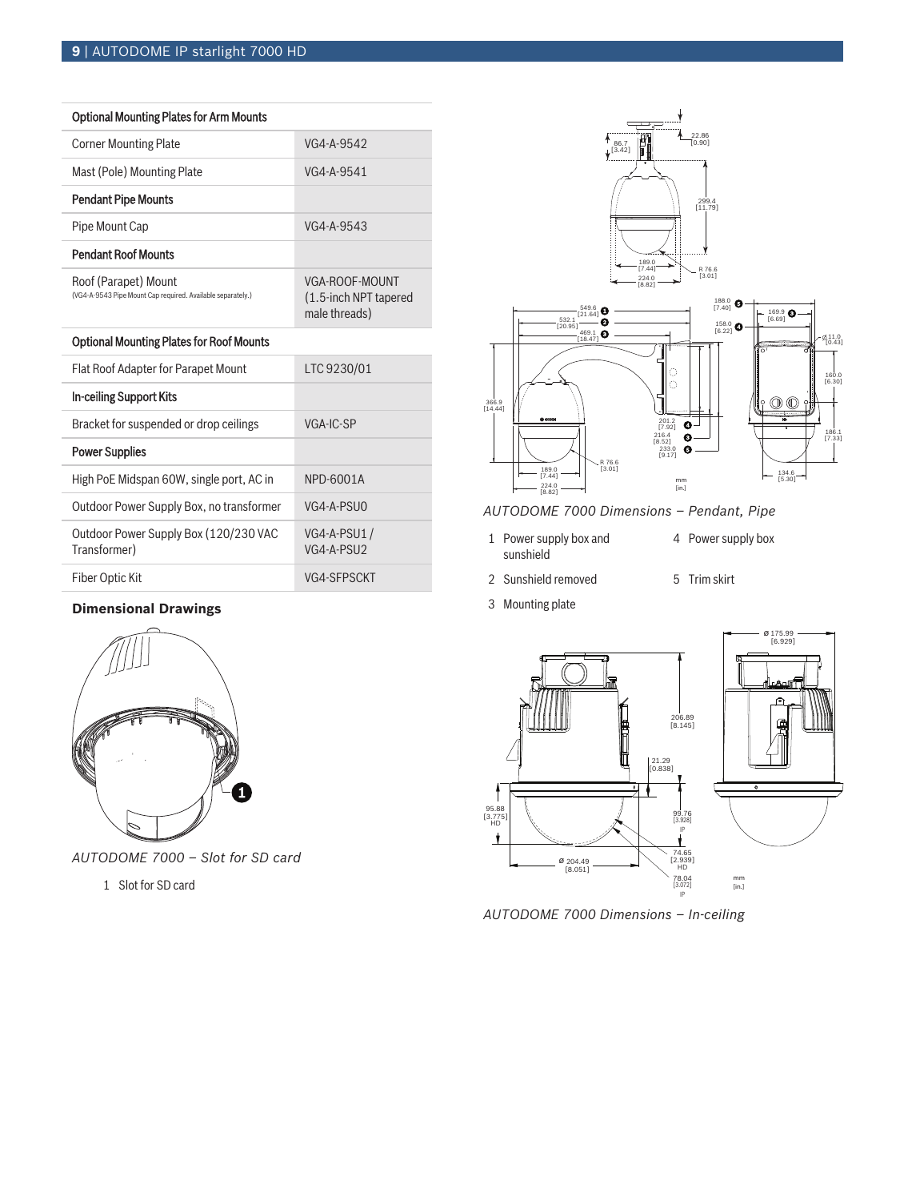| Optional Mounting Plates for Arm Mounts | |
|---|---|
| Corner Mounting Plate | VG4-A-9542 |
| Mast (Pole) Mounting Plate | VG4-A-9541 |
| **Pendant Pipe Mounts** | |
| Pipe Mount Cap | VG4-A-9543 |
| **Pendant Roof Mounts** | |
| Roof (Parapet) Mount (VG4-A-9543 Pipe Mount Cap required. Available separately.) | VGA-ROOF-MOUNT (1.5-inch NPT tapered male threads) |
| **Optional Mounting Plates for Roof Mounts** | |
| Flat Roof Adapter for Parapet Mount | LTC 9230/01 |
| **In-ceiling Support Kits** | |
| Bracket for suspended or drop ceilings | VGA-IC-SP |
| **Power Supplies** | |
| High PoE Midspan 60W, single port, AC in | NPD-6001A |
| Outdoor Power Supply Box, no transformer | VG4-A-PSU0 |
| Outdoor Power Supply Box (120/230 VAC Transformer) | VG4-A-PSU1 / VG4-A-PSU2 |
| Fiber Optic Kit | VG4-SFPSCKT |

## Dimensional Drawings

*AUTODOME 7000 – Slot for SD card*

1 Slot for SD card

*AUTODOME 7000 Dimensions – Pendant, Pipe*

1 Power supply box and sunshield
2 Sunshield removed
3 Mounting plate
4 Power supply box
5 Trim skirt

*AUTODOME 7000 Dimensions – In-ceiling*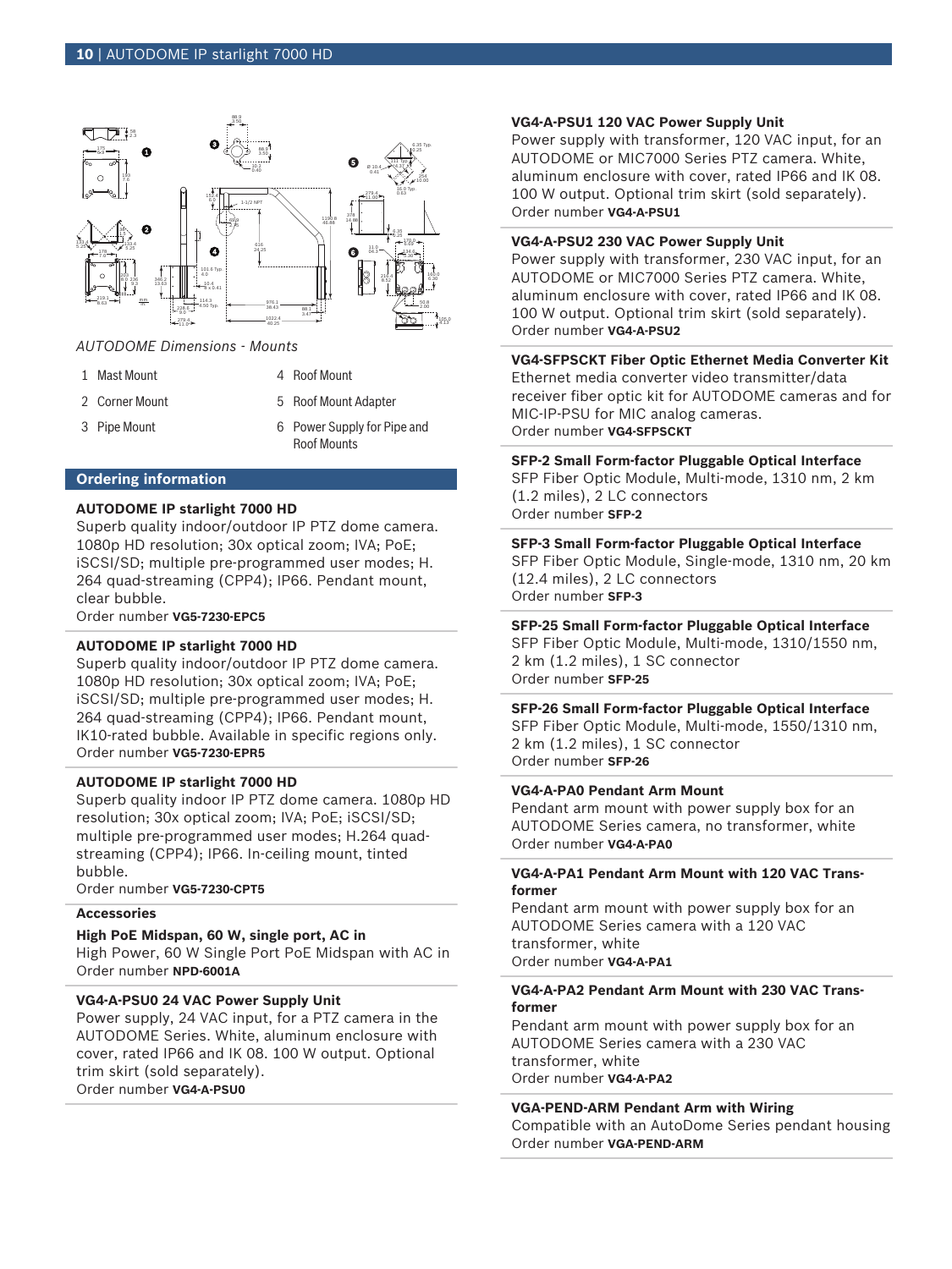*AUTODOME Dimensions - Mounts*

1 Mast Mount
2 Corner Mount
3 Pipe Mount
4 Roof Mount
5 Roof Mount Adapter
6 Power Supply for Pipe and Roof Mounts

## Ordering information

**AUTODOME IP starlight 7000 HD**
Superb quality indoor/outdoor IP PTZ dome camera. 1080p HD resolution; 30x optical zoom; IVA; PoE; iSCSI/SD; multiple pre-programmed user modes; H. 264 quad-streaming (CPP4); IP66. Pendant mount, clear bubble.
Order number **VG5-7230-EPC5**

**AUTODOME IP starlight 7000 HD**
Superb quality indoor/outdoor IP PTZ dome camera. 1080p HD resolution; 30x optical zoom; IVA; PoE; iSCSI/SD; multiple pre-programmed user modes; H. 264 quad-streaming (CPP4); IP66. Pendant mount, IK10-rated bubble. Available in specific regions only.
Order number **VG5-7230-EPR5**

**AUTODOME IP starlight 7000 HD**
Superb quality indoor IP PTZ dome camera. 1080p HD resolution; 30x optical zoom; IVA; PoE; iSCSI/SD; multiple pre-programmed user modes; H.264 quad-streaming (CPP4); IP66. In-ceiling mount, tinted bubble.
Order number **VG5-7230-CPT5**

### Accessories

**High PoE Midspan, 60 W, single port, AC in**
High Power, 60 W Single Port PoE Midspan with AC in
Order number **NPD-6001A**

**VG4-A-PSU0 24 VAC Power Supply Unit**
Power supply, 24 VAC input, for a PTZ camera in the AUTODOME Series. White, aluminum enclosure with cover, rated IP66 and IK 08. 100 W output. Optional trim skirt (sold separately).
Order number **VG4-A-PSU0**

**VG4-A-PSU1 120 VAC Power Supply Unit**
Power supply with transformer, 120 VAC input, for an AUTODOME or MIC7000 Series PTZ camera. White, aluminum enclosure with cover, rated IP66 and IK 08. 100 W output. Optional trim skirt (sold separately).
Order number **VG4-A-PSU1**

**VG4-A-PSU2 230 VAC Power Supply Unit**
Power supply with transformer, 230 VAC input, for an AUTODOME or MIC7000 Series PTZ camera. White, aluminum enclosure with cover, rated IP66 and IK 08. 100 W output. Optional trim skirt (sold separately).
Order number **VG4-A-PSU2**

**VG4-SFPSCKT Fiber Optic Ethernet Media Converter Kit**
Ethernet media converter video transmitter/data receiver fiber optic kit for AUTODOME cameras and for MIC-IP-PSU for MIC analog cameras.
Order number **VG4-SFPSCKT**

**SFP-2 Small Form-factor Pluggable Optical Interface**
SFP Fiber Optic Module, Multi-mode, 1310 nm, 2 km (1.2 miles), 2 LC connectors
Order number **SFP-2**

**SFP-3 Small Form-factor Pluggable Optical Interface**
SFP Fiber Optic Module, Single-mode, 1310 nm, 20 km (12.4 miles), 2 LC connectors
Order number **SFP-3**

**SFP-25 Small Form-factor Pluggable Optical Interface**
SFP Fiber Optic Module, Multi-mode, 1310/1550 nm, 2 km (1.2 miles), 1 SC connector
Order number **SFP-25**

**SFP-26 Small Form-factor Pluggable Optical Interface**
SFP Fiber Optic Module, Multi-mode, 1550/1310 nm, 2 km (1.2 miles), 1 SC connector
Order number **SFP-26**

**VG4-A-PA0 Pendant Arm Mount**
Pendant arm mount with power supply box for an AUTODOME Series camera, no transformer, white
Order number **VG4-A-PA0**

**VG4-A-PA1 Pendant Arm Mount with 120 VAC Transformer**
Pendant arm mount with power supply box for an AUTODOME Series camera with a 120 VAC transformer, white
Order number **VG4-A-PA1**

**VG4-A-PA2 Pendant Arm Mount with 230 VAC Transformer**
Pendant arm mount with power supply box for an AUTODOME Series camera with a 230 VAC transformer, white
Order number **VG4-A-PA2**

**VGA-PEND-ARM Pendant Arm with Wiring**
Compatible with an AutoDome Series pendant housing
Order number **VGA-PEND-ARM**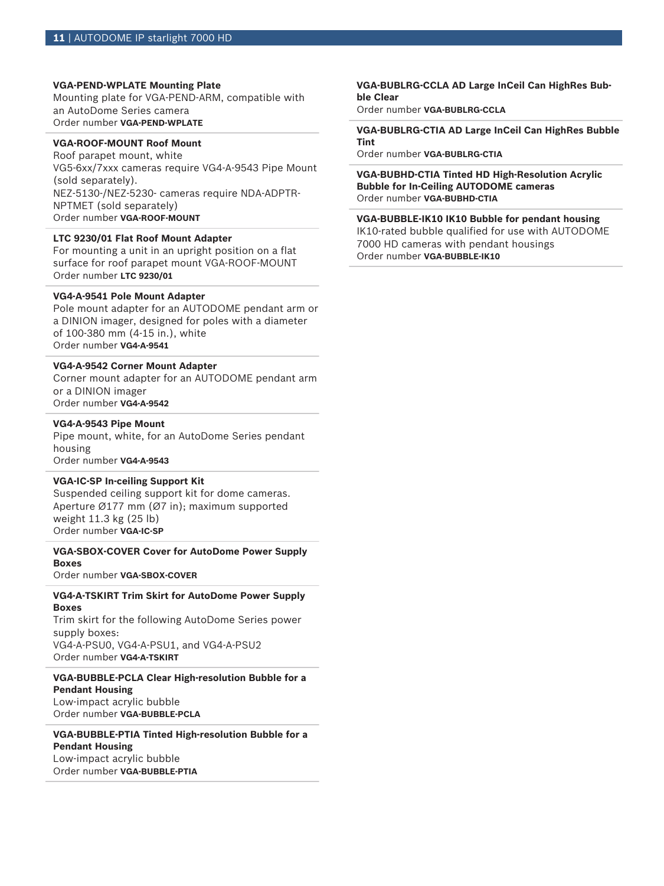**VGA-PEND-WPLATE Mounting Plate**
Mounting plate for VGA-PEND-ARM, compatible with an AutoDome Series camera
Order number **VGA-PEND-WPLATE**

**VGA-ROOF-MOUNT Roof Mount**
Roof parapet mount, white
VG5-6xx/7xxx cameras require VG4-A-9543 Pipe Mount (sold separately).
NEZ-5130-/NEZ-5230- cameras require NDA-ADPTR-NPTMET (sold separately)
Order number **VGA-ROOF-MOUNT**

**LTC 9230/01 Flat Roof Mount Adapter**
For mounting a unit in an upright position on a flat surface for roof parapet mount VGA-ROOF-MOUNT
Order number **LTC 9230/01**

**VG4-A-9541 Pole Mount Adapter**
Pole mount adapter for an AUTODOME pendant arm or a DINION imager, designed for poles with a diameter of 100-380 mm (4-15 in.), white
Order number **VG4-A-9541**

**VG4-A-9542 Corner Mount Adapter**
Corner mount adapter for an AUTODOME pendant arm or a DINION imager
Order number **VG4-A-9542**

**VG4-A-9543 Pipe Mount**
Pipe mount, white, for an AutoDome Series pendant housing
Order number **VG4-A-9543**

**VGA-IC-SP In-ceiling Support Kit**
Suspended ceiling support kit for dome cameras. Aperture Ø177 mm (Ø7 in); maximum supported weight 11.3 kg (25 lb)
Order number **VGA-IC-SP**

**VGA-SBOX-COVER Cover for AutoDome Power Supply Boxes**
Order number **VGA-SBOX-COVER**

**VG4-A-TSKIRT Trim Skirt for AutoDome Power Supply Boxes**
Trim skirt for the following AutoDome Series power supply boxes:
VG4-A-PSU0, VG4-A-PSU1, and VG4-A-PSU2
Order number **VG4-A-TSKIRT**

**VGA-BUBBLE-PCLA Clear High-resolution Bubble for a Pendant Housing**
Low-impact acrylic bubble
Order number **VGA-BUBBLE-PCLA**

**VGA-BUBBLE-PTIA Tinted High-resolution Bubble for a Pendant Housing**
Low-impact acrylic bubble
Order number **VGA-BUBBLE-PTIA**

**VGA-BUBLRG-CCLA AD Large InCeil Can HighRes Bubble Clear**
Order number **VGA-BUBLRG-CCLA**

**VGA-BUBLRG-CTIA AD Large InCeil Can HighRes Bubble Tint**
Order number **VGA-BUBLRG-CTIA**

**VGA-BUBHD-CTIA Tinted HD High-Resolution Acrylic Bubble for In-Ceiling AUTODOME cameras**
Order number **VGA-BUBHD-CTIA**

**VGA-BUBBLE-IK10 IK10 Bubble for pendant housing**
IK10-rated bubble qualified for use with AUTODOME 7000 HD cameras with pendant housings
Order number **VGA-BUBBLE-IK10**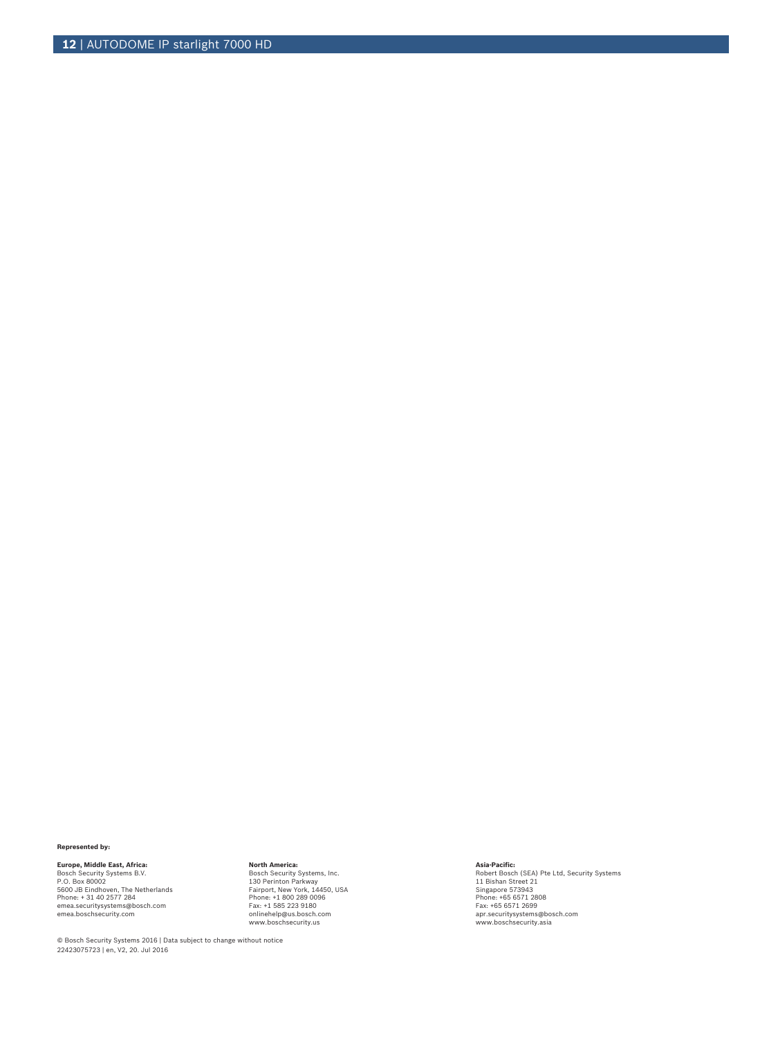**Represented by:**

**Europe, Middle East, Africa:**
Bosch Security Systems B.V.
P.O. Box 80002
5600 JB Eindhoven, The Netherlands
Phone: + 31 40 2577 284
emea.securitysystems@bosch.com
emea.boschsecurity.com

**North America:**
Bosch Security Systems, Inc.
130 Perinton Parkway
Fairport, New York, 14450, USA
Phone: +1 800 289 0096
Fax: +1 585 223 9180
onlinehelp@us.bosch.com
www.boschsecurity.us

**Asia-Pacific:**
Robert Bosch (SEA) Pte Ltd, Security Systems
11 Bishan Street 21
Singapore 573943
Phone: +65 6571 2808
Fax: +65 6571 2699
apr.securitysystems@bosch.com
www.boschsecurity.asia

© Bosch Security Systems 2016 | Data subject to change without notice
22423075723 | en, V2, 20. Jul 2016